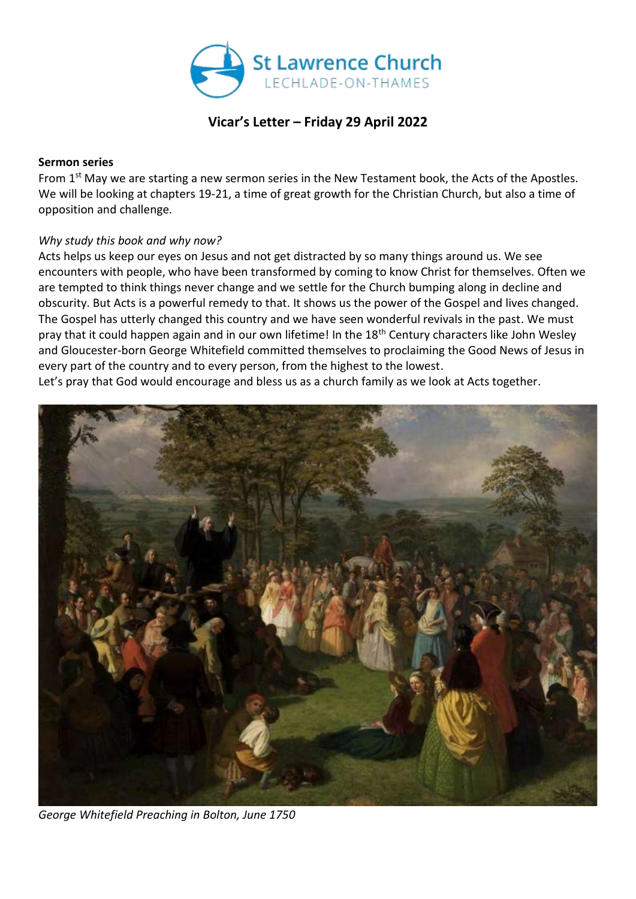St Lawrence Church
LECHLADE-ON-THAMES

# Vicar's Letter – Friday 29 April 2022

**Sermon series**

From 1st May we are starting a new sermon series in the New Testament book, the Acts of the Apostles. We will be looking at chapters 19-21, a time of great growth for the Christian Church, but also a time of opposition and challenge.

*Why study this book and why now?*

Acts helps us keep our eyes on Jesus and not get distracted by so many things around us. We see encounters with people, who have been transformed by coming to know Christ for themselves. Often we are tempted to think things never change and we settle for the Church bumping along in decline and obscurity. But Acts is a powerful remedy to that. It shows us the power of the Gospel and lives changed. The Gospel has utterly changed this country and we have seen wonderful revivals in the past. We must pray that it could happen again and in our own lifetime! In the 18th Century characters like John Wesley and Gloucester-born George Whitefield committed themselves to proclaiming the Good News of Jesus in every part of the country and to every person, from the highest to the lowest.

Let's pray that God would encourage and bless us as a church family as we look at Acts together.

*George Whitefield Preaching in Bolton, June 1750*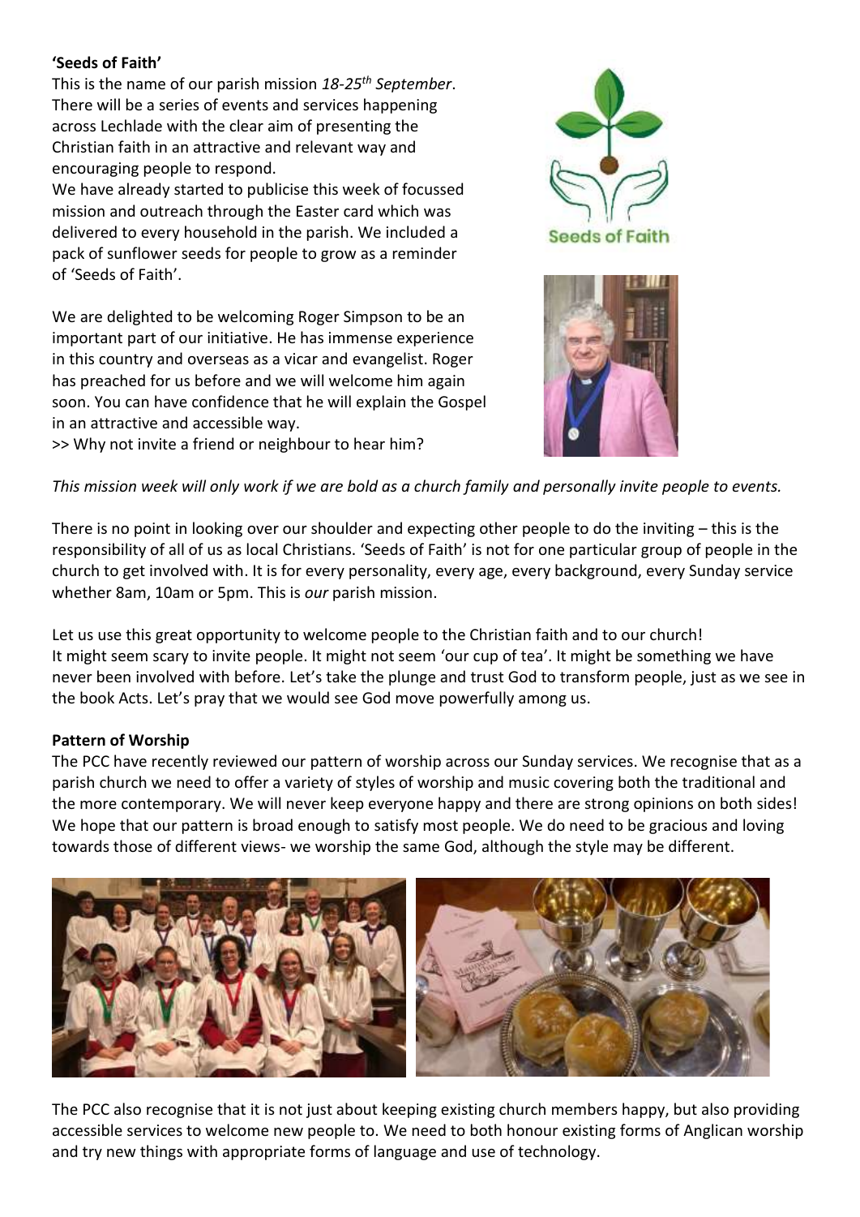**'Seeds of Faith'**

This is the name of our parish mission *18-25th September*. There will be a series of events and services happening across Lechlade with the clear aim of presenting the Christian faith in an attractive and relevant way and encouraging people to respond.

We have already started to publicise this week of focussed mission and outreach through the Easter card which was delivered to every household in the parish. We included a pack of sunflower seeds for people to grow as a reminder of 'Seeds of Faith'.

We are delighted to be welcoming Roger Simpson to be an important part of our initiative. He has immense experience in this country and overseas as a vicar and evangelist. Roger has preached for us before and we will welcome him again soon. You can have confidence that he will explain the Gospel in an attractive and accessible way.

>> Why not invite a friend or neighbour to hear him?

*This mission week will only work if we are bold as a church family and personally invite people to events.*

There is no point in looking over our shoulder and expecting other people to do the inviting – this is the responsibility of all of us as local Christians. 'Seeds of Faith' is not for one particular group of people in the church to get involved with. It is for every personality, every age, every background, every Sunday service whether 8am, 10am or 5pm. This is *our* parish mission.

Let us use this great opportunity to welcome people to the Christian faith and to our church!
It might seem scary to invite people. It might not seem 'our cup of tea'. It might be something we have never been involved with before. Let's take the plunge and trust God to transform people, just as we see in the book Acts. Let's pray that we would see God move powerfully among us.

**Pattern of Worship**

The PCC have recently reviewed our pattern of worship across our Sunday services. We recognise that as a parish church we need to offer a variety of styles of worship and music covering both the traditional and the more contemporary. We will never keep everyone happy and there are strong opinions on both sides! We hope that our pattern is broad enough to satisfy most people. We do need to be gracious and loving towards those of different views- we worship the same God, although the style may be different.

The PCC also recognise that it is not just about keeping existing church members happy, but also providing accessible services to welcome new people to. We need to both honour existing forms of Anglican worship and try new things with appropriate forms of language and use of technology.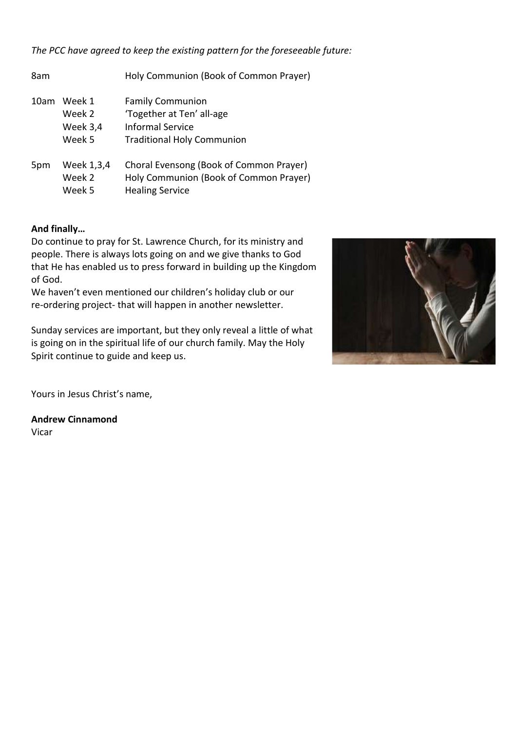*The PCC have agreed to keep the existing pattern for the foreseeable future:*

| | | |
|---|---|---|
| 8am | | Holy Communion (Book of Common Prayer) |
| 10am | Week 1 | Family Communion |
| | Week 2 | 'Together at Ten' all-age |
| | Week 3,4 | Informal Service |
| | Week 5 | Traditional Holy Communion |
| 5pm | Week 1,3,4 | Choral Evensong (Book of Common Prayer) |
| | Week 2 | Holy Communion (Book of Common Prayer) |
| | Week 5 | Healing Service |

**And finally…**

Do continue to pray for St. Lawrence Church, for its ministry and people. There is always lots going on and we give thanks to God that He has enabled us to press forward in building up the Kingdom of God.

We haven't even mentioned our children's holiday club or our re-ordering project- that will happen in another newsletter.

Sunday services are important, but they only reveal a little of what is going on in the spiritual life of our church family. May the Holy Spirit continue to guide and keep us.

Yours in Jesus Christ's name,

**Andrew Cinnamond**
Vicar